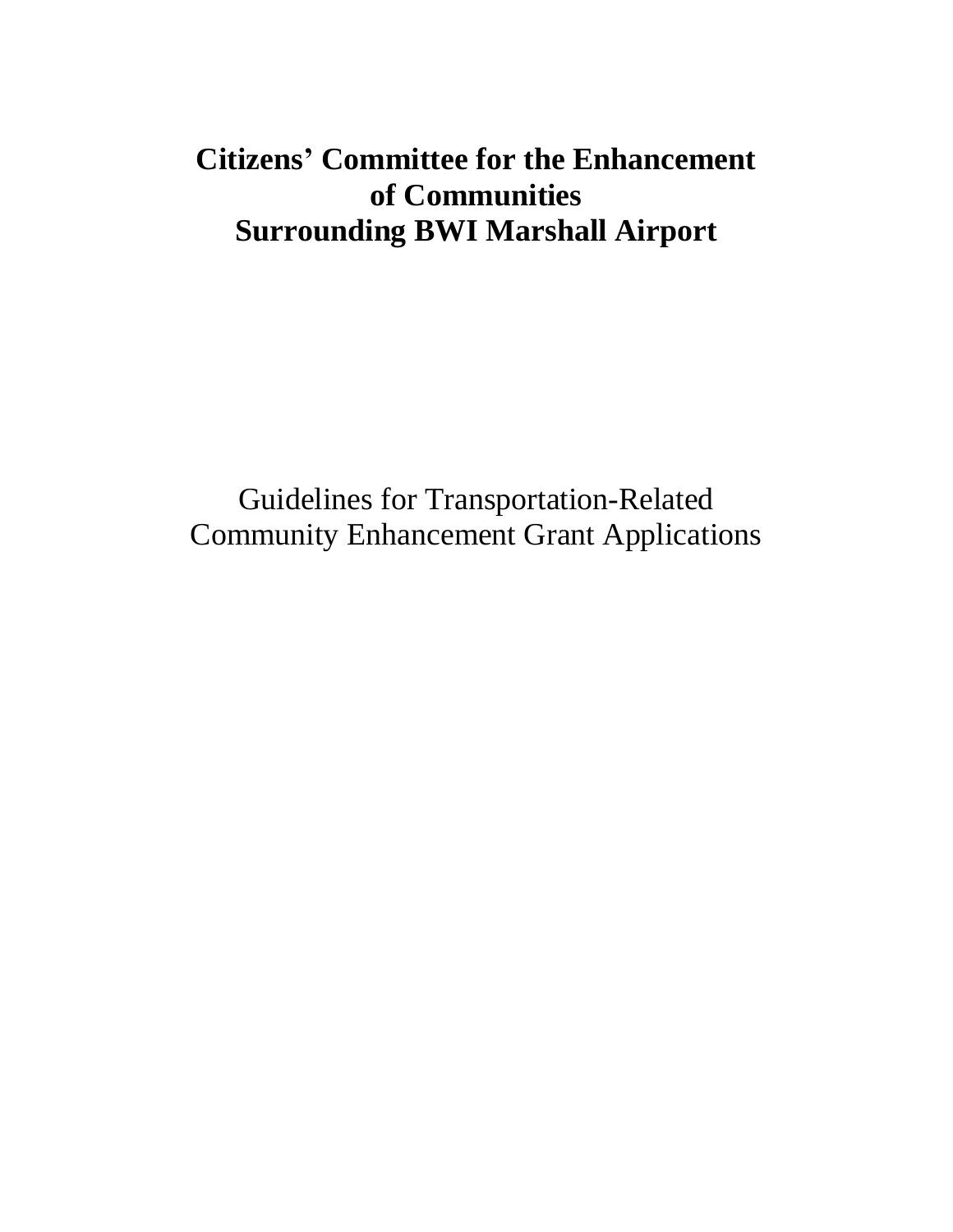# Citizens' Committee for the Enhancement of Communities Surrounding BWI Marshall Airport

Guidelines for Transportation-Related Community Enhancement Grant Applications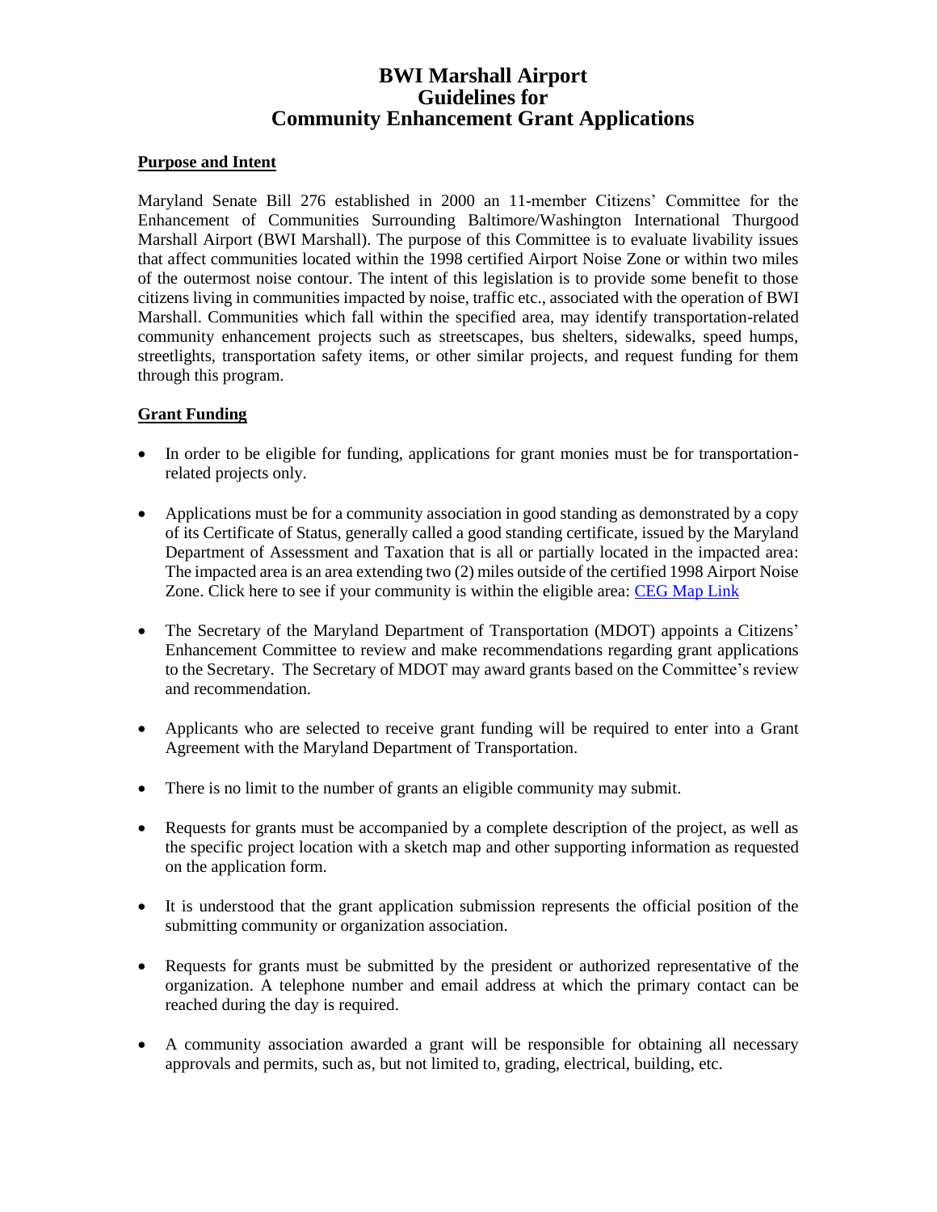# BWI Marshall Airport
# Guidelines for
# Community Enhancement Grant Applications

## Purpose and Intent

Maryland Senate Bill 276 established in 2000 an 11-member Citizens' Committee for the Enhancement of Communities Surrounding Baltimore/Washington International Thurgood Marshall Airport (BWI Marshall). The purpose of this Committee is to evaluate livability issues that affect communities located within the 1998 certified Airport Noise Zone or within two miles of the outermost noise contour. The intent of this legislation is to provide some benefit to those citizens living in communities impacted by noise, traffic etc., associated with the operation of BWI Marshall. Communities which fall within the specified area, may identify transportation-related community enhancement projects such as streetscapes, bus shelters, sidewalks, speed humps, streetlights, transportation safety items, or other similar projects, and request funding for them through this program.

## Grant Funding

- In order to be eligible for funding, applications for grant monies must be for transportation-related projects only.
- Applications must be for a community association in good standing as demonstrated by a copy of its Certificate of Status, generally called a good standing certificate, issued by the Maryland Department of Assessment and Taxation that is all or partially located in the impacted area: The impacted area is an area extending two (2) miles outside of the certified 1998 Airport Noise Zone. Click here to see if your community is within the eligible area: CEG Map Link
- The Secretary of the Maryland Department of Transportation (MDOT) appoints a Citizens' Enhancement Committee to review and make recommendations regarding grant applications to the Secretary. The Secretary of MDOT may award grants based on the Committee's review and recommendation.
- Applicants who are selected to receive grant funding will be required to enter into a Grant Agreement with the Maryland Department of Transportation.
- There is no limit to the number of grants an eligible community may submit.
- Requests for grants must be accompanied by a complete description of the project, as well as the specific project location with a sketch map and other supporting information as requested on the application form.
- It is understood that the grant application submission represents the official position of the submitting community or organization association.
- Requests for grants must be submitted by the president or authorized representative of the organization. A telephone number and email address at which the primary contact can be reached during the day is required.
- A community association awarded a grant will be responsible for obtaining all necessary approvals and permits, such as, but not limited to, grading, electrical, building, etc.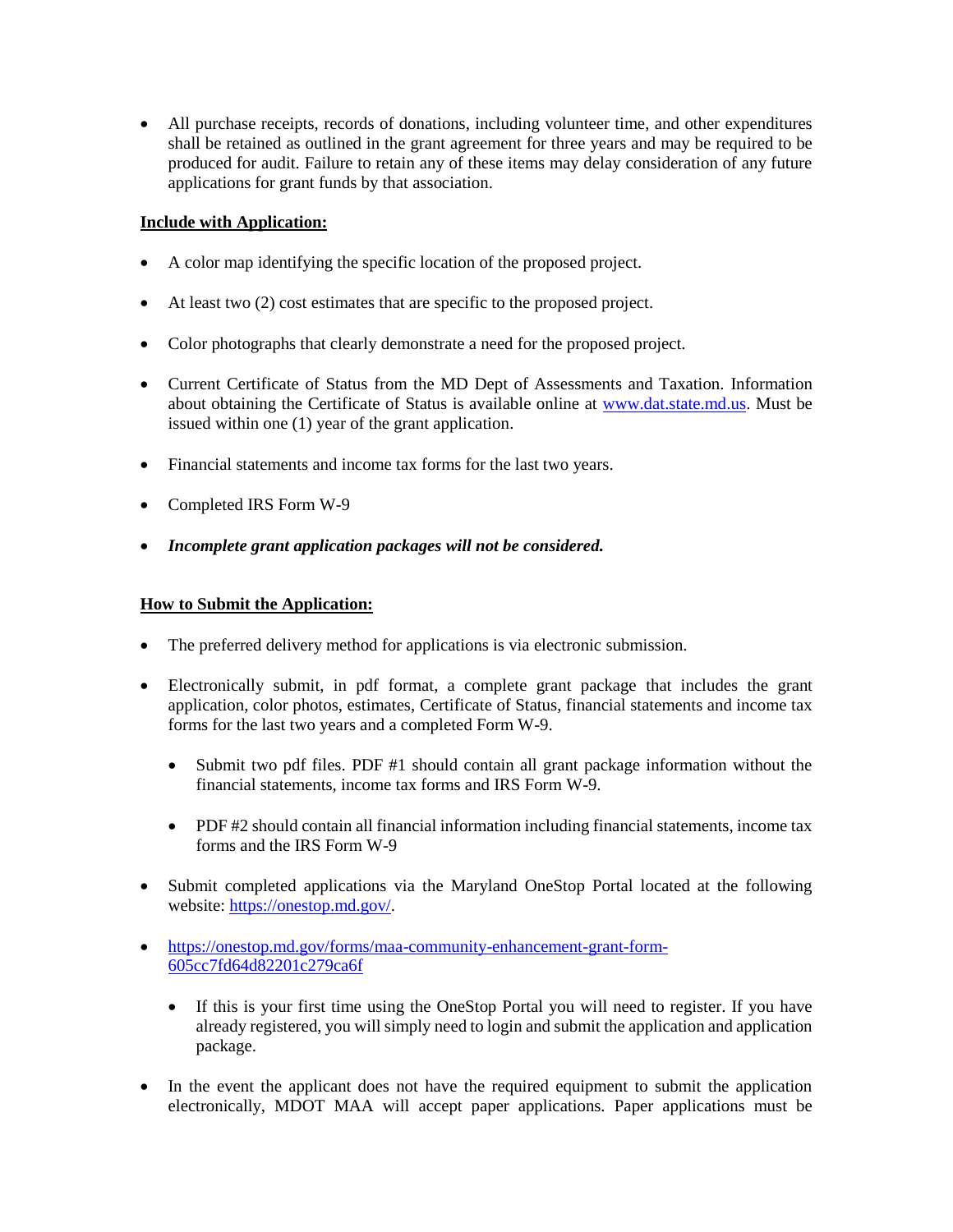- All purchase receipts, records of donations, including volunteer time, and other expenditures shall be retained as outlined in the grant agreement for three years and may be required to be produced for audit. Failure to retain any of these items may delay consideration of any future applications for grant funds by that association.

**Include with Application:**

- A color map identifying the specific location of the proposed project.
- At least two (2) cost estimates that are specific to the proposed project.
- Color photographs that clearly demonstrate a need for the proposed project.
- Current Certificate of Status from the MD Dept of Assessments and Taxation. Information about obtaining the Certificate of Status is available online at [www.dat.state.md.us](www.dat.state.md.us). Must be issued within one (1) year of the grant application.
- Financial statements and income tax forms for the last two years.
- Completed IRS Form W-9
- ***Incomplete grant application packages will not be considered.***

**How to Submit the Application:**

- The preferred delivery method for applications is via electronic submission.
- Electronically submit, in pdf format, a complete grant package that includes the grant application, color photos, estimates, Certificate of Status, financial statements and income tax forms for the last two years and a completed Form W-9.
  - Submit two pdf files. PDF #1 should contain all grant package information without the financial statements, income tax forms and IRS Form W-9.
  - PDF #2 should contain all financial information including financial statements, income tax forms and the IRS Form W-9
- Submit completed applications via the Maryland OneStop Portal located at the following website: [https://onestop.md.gov/](https://onestop.md.gov/).
- [https://onestop.md.gov/forms/maa-community-enhancement-grant-form-605cc7fd64d82201c279ca6f](https://onestop.md.gov/forms/maa-community-enhancement-grant-form-605cc7fd64d82201c279ca6f)
  - If this is your first time using the OneStop Portal you will need to register. If you have already registered, you will simply need to login and submit the application and application package.
- In the event the applicant does not have the required equipment to submit the application electronically, MDOT MAA will accept paper applications. Paper applications must be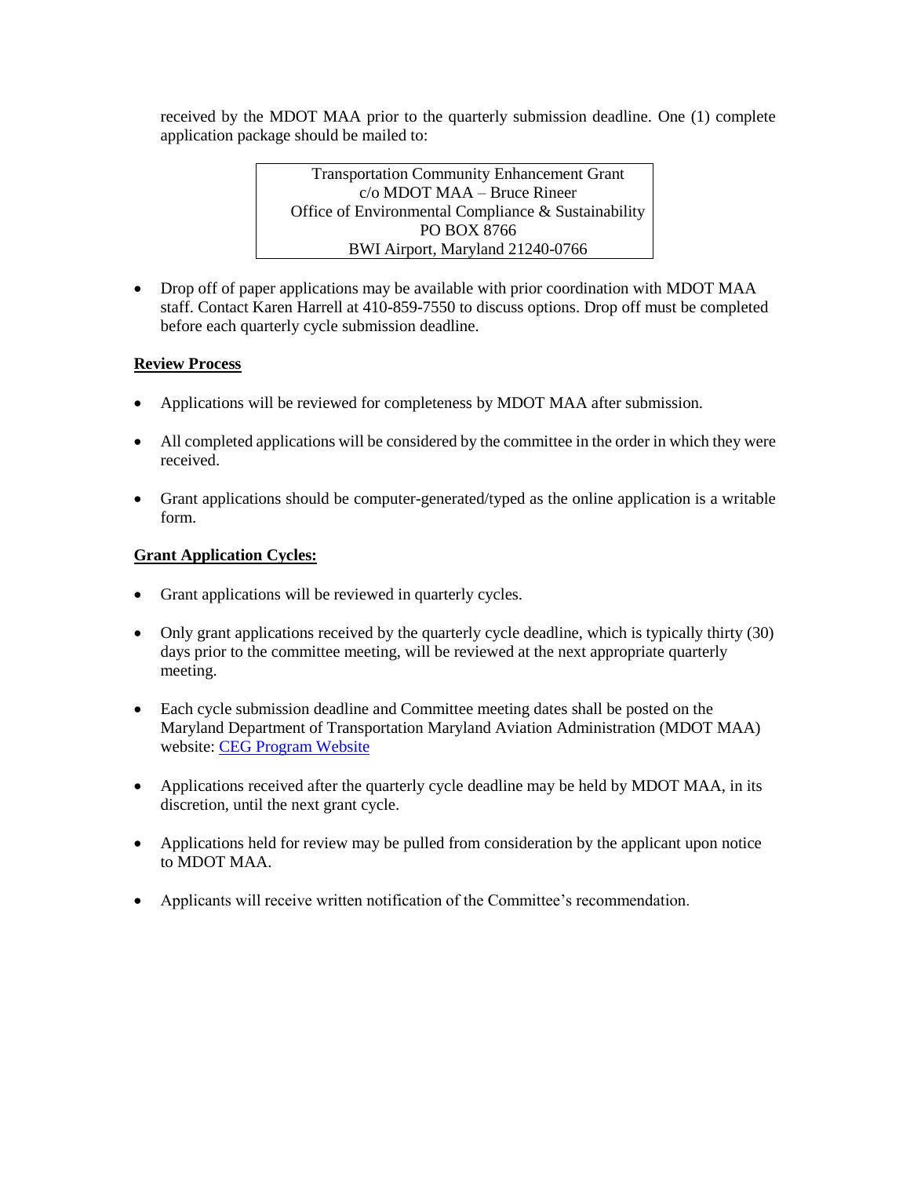received by the MDOT MAA prior to the quarterly submission deadline. One (1) complete application package should be mailed to:

Transportation Community Enhancement Grant
c/o MDOT MAA – Bruce Rineer
Office of Environmental Compliance & Sustainability
PO BOX 8766
BWI Airport, Maryland 21240-0766

- Drop off of paper applications may be available with prior coordination with MDOT MAA staff. Contact Karen Harrell at 410-859-7550 to discuss options. Drop off must be completed before each quarterly cycle submission deadline.

**Review Process**

- Applications will be reviewed for completeness by MDOT MAA after submission.
- All completed applications will be considered by the committee in the order in which they were received.
- Grant applications should be computer-generated/typed as the online application is a writable form.

**Grant Application Cycles:**

- Grant applications will be reviewed in quarterly cycles.
- Only grant applications received by the quarterly cycle deadline, which is typically thirty (30) days prior to the committee meeting, will be reviewed at the next appropriate quarterly meeting.
- Each cycle submission deadline and Committee meeting dates shall be posted on the Maryland Department of Transportation Maryland Aviation Administration (MDOT MAA) website: [CEG Program Website]
- Applications received after the quarterly cycle deadline may be held by MDOT MAA, in its discretion, until the next grant cycle.
- Applications held for review may be pulled from consideration by the applicant upon notice to MDOT MAA.
- Applicants will receive written notification of the Committee's recommendation.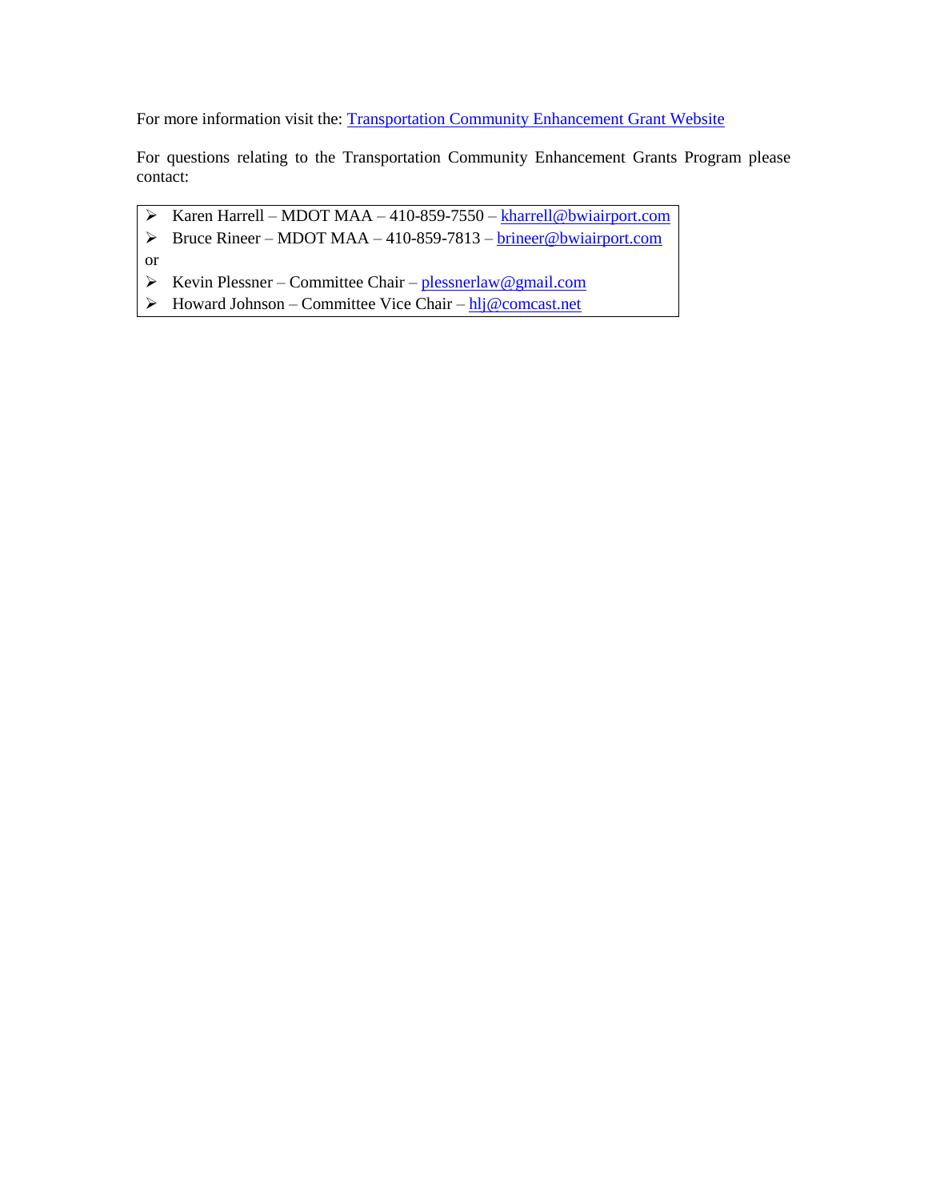For more information visit the: [Transportation Community Enhancement Grant Website]()

For questions relating to the Transportation Community Enhancement Grants Program please contact:

- Karen Harrell – MDOT MAA – 410-859-7550 – kharrell@bwiairport.com
- Bruce Rineer – MDOT MAA – 410-859-7813 – brineer@bwiairport.com

or

- Kevin Plessner – Committee Chair – plessnerlaw@gmail.com
- Howard Johnson – Committee Vice Chair – hlj@comcast.net